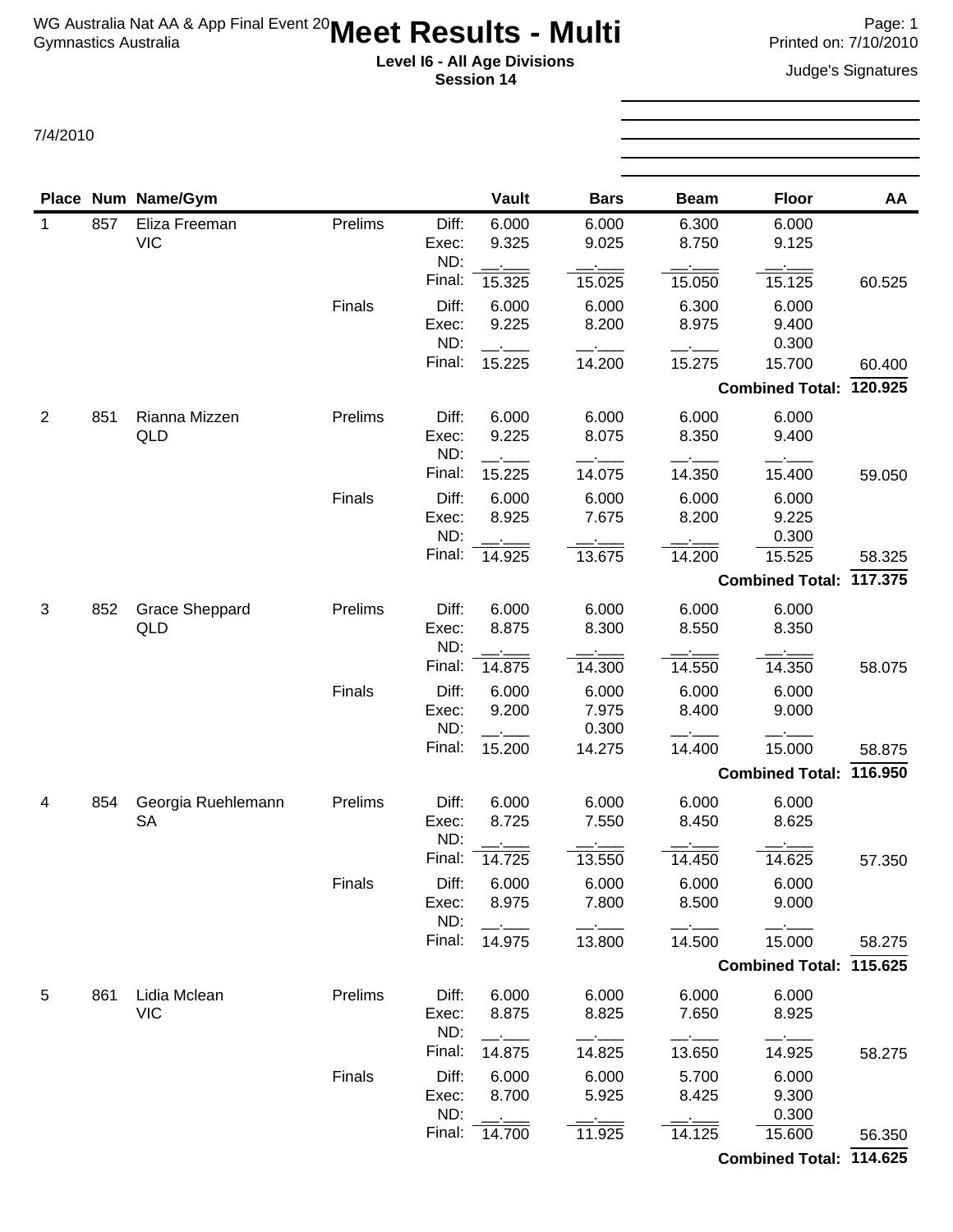WG Australia Nat AA & App Final Event 20
Gymnastics Australia

# Meet Results - Multi

**Level I6 - All Age Divisions**
**Session 14**

Printed on: 7/10/2010

Judge's Signatures

7/4/2010

| Place | Num | Name/Gym | | | Vault | Bars | Beam | Floor | AA |
|---|---|---|---|---|---|---|---|---|---|
| 1 | 857 | Eliza Freeman VIC | Prelims | Diff: | 6.000 | 6.000 | 6.300 | 6.000 | |
| | | | | Exec: | 9.325 | 9.025 | 8.750 | 9.125 | |
| | | | | ND: | \_\_.\_\_\_ | \_\_.\_\_\_ | \_\_.\_\_\_ | \_\_.\_\_\_ | |
| | | | | Final: | 15.325 | 15.025 | 15.050 | 15.125 | 60.525 |
| | | | Finals | Diff: | 6.000 | 6.000 | 6.300 | 6.000 | |
| | | | | Exec: | 9.225 | 8.200 | 8.975 | 9.400 | |
| | | | | ND: | \_\_.\_\_\_ | \_\_.\_\_\_ | \_\_.\_\_\_ | 0.300 | |
| | | | | Final: | 15.225 | 14.200 | 15.275 | 15.700 | 60.400 |
| | | | | | | | | **Combined Total:** | **120.925** |
| 2 | 851 | Rianna Mizzen QLD | Prelims | Diff: | 6.000 | 6.000 | 6.000 | 6.000 | |
| | | | | Exec: | 9.225 | 8.075 | 8.350 | 9.400 | |
| | | | | ND: | \_\_.\_\_\_ | \_\_.\_\_\_ | \_\_.\_\_\_ | \_\_.\_\_\_ | |
| | | | | Final: | 15.225 | 14.075 | 14.350 | 15.400 | 59.050 |
| | | | Finals | Diff: | 6.000 | 6.000 | 6.000 | 6.000 | |
| | | | | Exec: | 8.925 | 7.675 | 8.200 | 9.225 | |
| | | | | ND: | \_\_.\_\_\_ | \_\_.\_\_\_ | \_\_.\_\_\_ | 0.300 | |
| | | | | Final: | 14.925 | 13.675 | 14.200 | 15.525 | 58.325 |
| | | | | | | | | **Combined Total:** | **117.375** |
| 3 | 852 | Grace Sheppard QLD | Prelims | Diff: | 6.000 | 6.000 | 6.000 | 6.000 | |
| | | | | Exec: | 8.875 | 8.300 | 8.550 | 8.350 | |
| | | | | ND: | \_\_.\_\_\_ | \_\_.\_\_\_ | \_\_.\_\_\_ | \_\_.\_\_\_ | |
| | | | | Final: | 14.875 | 14.300 | 14.550 | 14.350 | 58.075 |
| | | | Finals | Diff: | 6.000 | 6.000 | 6.000 | 6.000 | |
| | | | | Exec: | 9.200 | 7.975 | 8.400 | 9.000 | |
| | | | | ND: | \_\_.\_\_\_ | 0.300 | \_\_.\_\_\_ | \_\_.\_\_\_ | |
| | | | | Final: | 15.200 | 14.275 | 14.400 | 15.000 | 58.875 |
| | | | | | | | | **Combined Total:** | **116.950** |
| 4 | 854 | Georgia Ruehlemann SA | Prelims | Diff: | 6.000 | 6.000 | 6.000 | 6.000 | |
| | | | | Exec: | 8.725 | 7.550 | 8.450 | 8.625 | |
| | | | | ND: | \_\_.\_\_\_ | \_\_.\_\_\_ | \_\_.\_\_\_ | \_\_.\_\_\_ | |
| | | | | Final: | 14.725 | 13.550 | 14.450 | 14.625 | 57.350 |
| | | | Finals | Diff: | 6.000 | 6.000 | 6.000 | 6.000 | |
| | | | | Exec: | 8.975 | 7.800 | 8.500 | 9.000 | |
| | | | | ND: | \_\_.\_\_\_ | \_\_.\_\_\_ | \_\_.\_\_\_ | \_\_.\_\_\_ | |
| | | | | Final: | 14.975 | 13.800 | 14.500 | 15.000 | 58.275 |
| | | | | | | | | **Combined Total:** | **115.625** |
| 5 | 861 | Lidia Mclean VIC | Prelims | Diff: | 6.000 | 6.000 | 6.000 | 6.000 | |
| | | | | Exec: | 8.875 | 8.825 | 7.650 | 8.925 | |
| | | | | ND: | \_\_.\_\_\_ | \_\_.\_\_\_ | \_\_.\_\_\_ | \_\_.\_\_\_ | |
| | | | | Final: | 14.875 | 14.825 | 13.650 | 14.925 | 58.275 |
| | | | Finals | Diff: | 6.000 | 6.000 | 5.700 | 6.000 | |
| | | | | Exec: | 8.700 | 5.925 | 8.425 | 9.300 | |
| | | | | ND: | \_\_.\_\_\_ | \_\_.\_\_\_ | \_\_.\_\_\_ | 0.300 | |
| | | | | Final: | 14.700 | 11.925 | 14.125 | 15.600 | 56.350 |
| | | | | | | | | **Combined Total:** | **114.625** |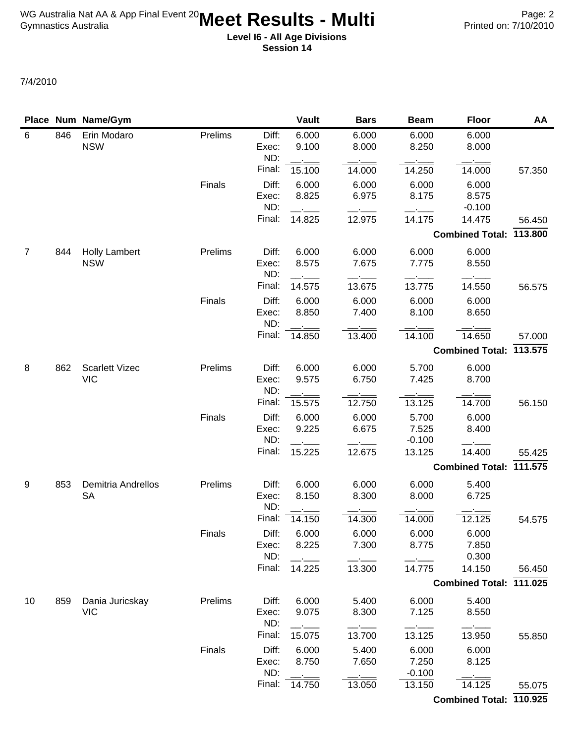# Meet Results - Multi

**Level I6 - All Age Divisions**
**Session 14**

7/4/2010

| Place | Num | Name/Gym | | | Vault | Bars | Beam | Floor | AA |
|---|---|---|---|---|---|---|---|---|---|
| 6 | 846 | Erin Modaro<br>NSW | Prelims | Diff: | 6.000 | 6.000 | 6.000 | 6.000 | |
| | | | | Exec: | 9.100 | 8.000 | 8.250 | 8.000 | |
| | | | | ND: | __.___ | __.___ | __.___ | __.___ | |
| | | | | Final: | 15.100 | 14.000 | 14.250 | 14.000 | 57.350 |
| | | | Finals | Diff: | 6.000 | 6.000 | 6.000 | 6.000 | |
| | | | | Exec: | 8.825 | 6.975 | 8.175 | 8.575 | |
| | | | | ND: | __.___ | __.___ | __.___ | -0.100 | |
| | | | | Final: | 14.825 | 12.975 | 14.175 | 14.475 | 56.450 |
| | | | | | | | | **Combined Total:** | **113.800** |
| 7 | 844 | Holly Lambert<br>NSW | Prelims | Diff: | 6.000 | 6.000 | 6.000 | 6.000 | |
| | | | | Exec: | 8.575 | 7.675 | 7.775 | 8.550 | |
| | | | | ND: | __.___ | __.___ | __.___ | __.___ | |
| | | | | Final: | 14.575 | 13.675 | 13.775 | 14.550 | 56.575 |
| | | | Finals | Diff: | 6.000 | 6.000 | 6.000 | 6.000 | |
| | | | | Exec: | 8.850 | 7.400 | 8.100 | 8.650 | |
| | | | | ND: | __.___ | __.___ | __.___ | __.___ | |
| | | | | Final: | 14.850 | 13.400 | 14.100 | 14.650 | 57.000 |
| | | | | | | | | **Combined Total:** | **113.575** |
| 8 | 862 | Scarlett Vizec<br>VIC | Prelims | Diff: | 6.000 | 6.000 | 5.700 | 6.000 | |
| | | | | Exec: | 9.575 | 6.750 | 7.425 | 8.700 | |
| | | | | ND: | __.___ | __.___ | __.___ | __.___ | |
| | | | | Final: | 15.575 | 12.750 | 13.125 | 14.700 | 56.150 |
| | | | Finals | Diff: | 6.000 | 6.000 | 5.700 | 6.000 | |
| | | | | Exec: | 9.225 | 6.675 | 7.525 | 8.400 | |
| | | | | ND: | __.___ | __.___ | -0.100 | __.___ | |
| | | | | Final: | 15.225 | 12.675 | 13.125 | 14.400 | 55.425 |
| | | | | | | | | **Combined Total:** | **111.575** |
| 9 | 853 | Demitria Andrellos<br>SA | Prelims | Diff: | 6.000 | 6.000 | 6.000 | 5.400 | |
| | | | | Exec: | 8.150 | 8.300 | 8.000 | 6.725 | |
| | | | | ND: | __.___ | __.___ | __.___ | __.___ | |
| | | | | Final: | 14.150 | 14.300 | 14.000 | 12.125 | 54.575 |
| | | | Finals | Diff: | 6.000 | 6.000 | 6.000 | 6.000 | |
| | | | | Exec: | 8.225 | 7.300 | 8.775 | 7.850 | |
| | | | | ND: | __.___ | __.___ | __.___ | 0.300 | |
| | | | | Final: | 14.225 | 13.300 | 14.775 | 14.150 | 56.450 |
| | | | | | | | | **Combined Total:** | **111.025** |
| 10 | 859 | Dania Juricskay<br>VIC | Prelims | Diff: | 6.000 | 5.400 | 6.000 | 5.400 | |
| | | | | Exec: | 9.075 | 8.300 | 7.125 | 8.550 | |
| | | | | ND: | __.___ | __.___ | __.___ | __.___ | |
| | | | | Final: | 15.075 | 13.700 | 13.125 | 13.950 | 55.850 |
| | | | Finals | Diff: | 6.000 | 5.400 | 6.000 | 6.000 | |
| | | | | Exec: | 8.750 | 7.650 | 7.250 | 8.125 | |
| | | | | ND: | __.___ | __.___ | -0.100 | __.___ | |
| | | | | Final: | 14.750 | 13.050 | 13.150 | 14.125 | 55.075 |
| | | | | | | | | **Combined Total:** | **110.925** |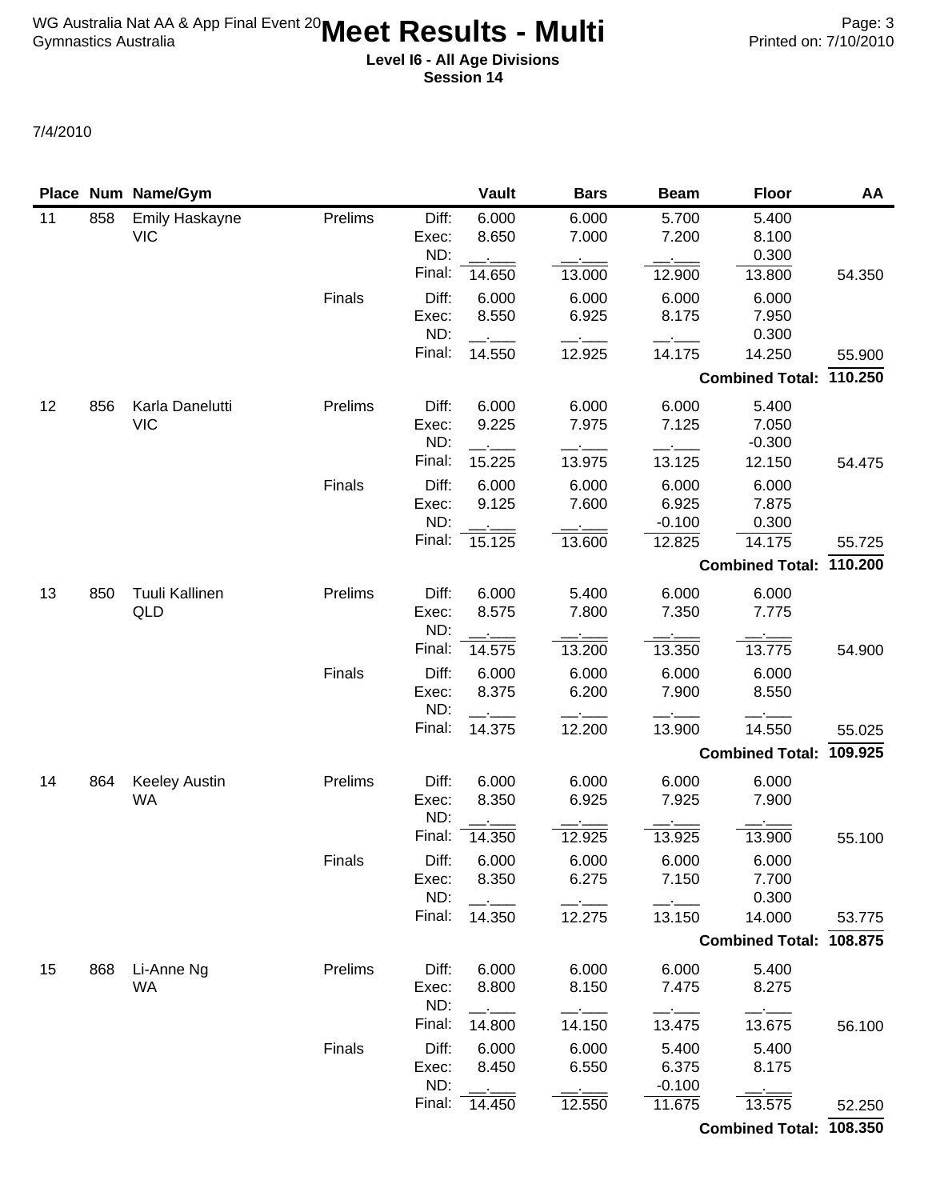# Meet Results - Multi

**Level I6 - All Age Divisions**
**Session 14**

7/4/2010

| Place | Num | Name/Gym | | | Vault | Bars | Beam | Floor | AA |
|---|---|---|---|---|---|---|---|---|---|
| 11 | 858 | Emily Haskayne VIC | Prelims | Diff: | 6.000 | 6.000 | 5.700 | 5.400 | |
| | | | | Exec: | 8.650 | 7.000 | 7.200 | 8.100 | |
| | | | | ND: | __.___ | __.___ | __.___ | 0.300 | |
| | | | | Final: | 14.650 | 13.000 | 12.900 | 13.800 | 54.350 |
| | | | Finals | Diff: | 6.000 | 6.000 | 6.000 | 6.000 | |
| | | | | Exec: | 8.550 | 6.925 | 8.175 | 7.950 | |
| | | | | ND: | __.___ | __.___ | __.___ | 0.300 | |
| | | | | Final: | 14.550 | 12.925 | 14.175 | 14.250 | 55.900 |
| | | | | | | | | **Combined Total:** | **110.250** |
| 12 | 856 | Karla Danelutti VIC | Prelims | Diff: | 6.000 | 6.000 | 6.000 | 5.400 | |
| | | | | Exec: | 9.225 | 7.975 | 7.125 | 7.050 | |
| | | | | ND: | __.___ | __.___ | __.___ | -0.300 | |
| | | | | Final: | 15.225 | 13.975 | 13.125 | 12.150 | 54.475 |
| | | | Finals | Diff: | 6.000 | 6.000 | 6.000 | 6.000 | |
| | | | | Exec: | 9.125 | 7.600 | 6.925 | 7.875 | |
| | | | | ND: | __.___ | __.___ | -0.100 | 0.300 | |
| | | | | Final: | 15.125 | 13.600 | 12.825 | 14.175 | 55.725 |
| | | | | | | | | **Combined Total:** | **110.200** |
| 13 | 850 | Tuuli Kallinen QLD | Prelims | Diff: | 6.000 | 5.400 | 6.000 | 6.000 | |
| | | | | Exec: | 8.575 | 7.800 | 7.350 | 7.775 | |
| | | | | ND: | __.___ | __.___ | __.___ | __.___ | |
| | | | | Final: | 14.575 | 13.200 | 13.350 | 13.775 | 54.900 |
| | | | Finals | Diff: | 6.000 | 6.000 | 6.000 | 6.000 | |
| | | | | Exec: | 8.375 | 6.200 | 7.900 | 8.550 | |
| | | | | ND: | __.___ | __.___ | __.___ | __.___ | |
| | | | | Final: | 14.375 | 12.200 | 13.900 | 14.550 | 55.025 |
| | | | | | | | | **Combined Total:** | **109.925** |
| 14 | 864 | Keeley Austin WA | Prelims | Diff: | 6.000 | 6.000 | 6.000 | 6.000 | |
| | | | | Exec: | 8.350 | 6.925 | 7.925 | 7.900 | |
| | | | | ND: | __.___ | __.___ | __.___ | __.___ | |
| | | | | Final: | 14.350 | 12.925 | 13.925 | 13.900 | 55.100 |
| | | | Finals | Diff: | 6.000 | 6.000 | 6.000 | 6.000 | |
| | | | | Exec: | 8.350 | 6.275 | 7.150 | 7.700 | |
| | | | | ND: | __.___ | __.___ | __.___ | 0.300 | |
| | | | | Final: | 14.350 | 12.275 | 13.150 | 14.000 | 53.775 |
| | | | | | | | | **Combined Total:** | **108.875** |
| 15 | 868 | Li-Anne Ng WA | Prelims | Diff: | 6.000 | 6.000 | 6.000 | 5.400 | |
| | | | | Exec: | 8.800 | 8.150 | 7.475 | 8.275 | |
| | | | | ND: | __.___ | __.___ | __.___ | __.___ | |
| | | | | Final: | 14.800 | 14.150 | 13.475 | 13.675 | 56.100 |
| | | | Finals | Diff: | 6.000 | 6.000 | 5.400 | 5.400 | |
| | | | | Exec: | 8.450 | 6.550 | 6.375 | 8.175 | |
| | | | | ND: | __.___ | __.___ | -0.100 | __.___ | |
| | | | | Final: | 14.450 | 12.550 | 11.675 | 13.575 | 52.250 |
| | | | | | | | | **Combined Total:** | **108.350** |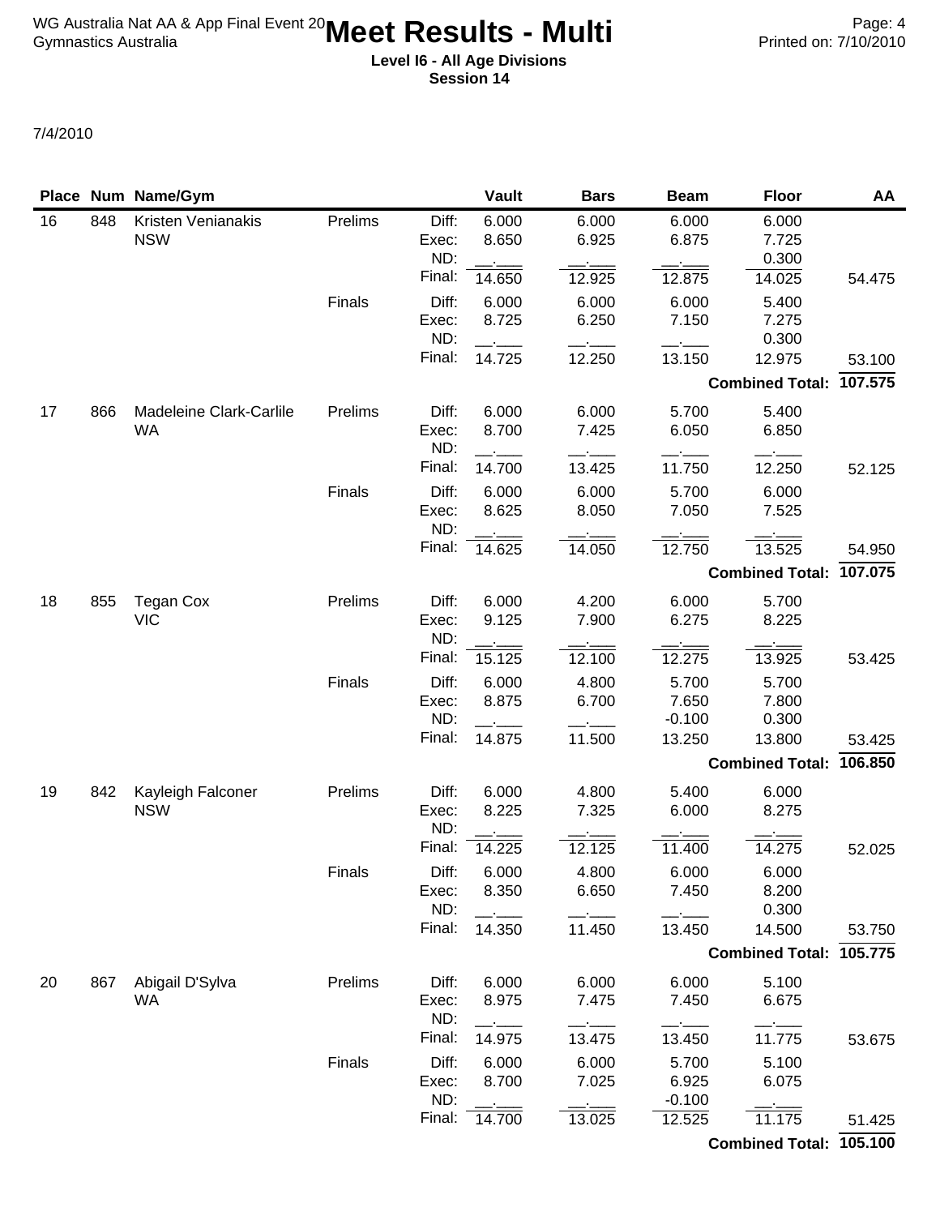# Meet Results - Multi

WG Australia Nat AA & App Final Event 20
Gymnastics Australia

**Level I6 - All Age Divisions**
**Session 14**

Printed on: 7/10/2010

7/4/2010

| Place | Num | Name/Gym | | | Vault | Bars | Beam | Floor | AA |
|---|---|---|---|---|---|---|---|---|---|
| 16 | 848 | Kristen Venianakis NSW | Prelims | Diff: | 6.000 | 6.000 | 6.000 | 6.000 | |
| | | | | Exec: | 8.650 | 6.925 | 6.875 | 7.725 | |
| | | | | ND: | __.___ | __.___ | __.___ | 0.300 | |
| | | | | Final: | 14.650 | 12.925 | 12.875 | 14.025 | 54.475 |
| | | | Finals | Diff: | 6.000 | 6.000 | 6.000 | 5.400 | |
| | | | | Exec: | 8.725 | 6.250 | 7.150 | 7.275 | |
| | | | | ND: | __.___ | __.___ | __.___ | 0.300 | |
| | | | | Final: | 14.725 | 12.250 | 13.150 | 12.975 | 53.100 |
| | | | | | | | | **Combined Total:** | **107.575** |
| 17 | 866 | Madeleine Clark-Carlile WA | Prelims | Diff: | 6.000 | 6.000 | 5.700 | 5.400 | |
| | | | | Exec: | 8.700 | 7.425 | 6.050 | 6.850 | |
| | | | | ND: | __.___ | __.___ | __.___ | __.___ | |
| | | | | Final: | 14.700 | 13.425 | 11.750 | 12.250 | 52.125 |
| | | | Finals | Diff: | 6.000 | 6.000 | 5.700 | 6.000 | |
| | | | | Exec: | 8.625 | 8.050 | 7.050 | 7.525 | |
| | | | | ND: | __.___ | __.___ | __.___ | __.___ | |
| | | | | Final: | 14.625 | 14.050 | 12.750 | 13.525 | 54.950 |
| | | | | | | | | **Combined Total:** | **107.075** |
| 18 | 855 | Tegan Cox VIC | Prelims | Diff: | 6.000 | 4.200 | 6.000 | 5.700 | |
| | | | | Exec: | 9.125 | 7.900 | 6.275 | 8.225 | |
| | | | | ND: | __.___ | __.___ | __.___ | __.___ | |
| | | | | Final: | 15.125 | 12.100 | 12.275 | 13.925 | 53.425 |
| | | | Finals | Diff: | 6.000 | 4.800 | 5.700 | 5.700 | |
| | | | | Exec: | 8.875 | 6.700 | 7.650 | 7.800 | |
| | | | | ND: | __.___ | __.___ | -0.100 | 0.300 | |
| | | | | Final: | 14.875 | 11.500 | 13.250 | 13.800 | 53.425 |
| | | | | | | | | **Combined Total:** | **106.850** |
| 19 | 842 | Kayleigh Falconer NSW | Prelims | Diff: | 6.000 | 4.800 | 5.400 | 6.000 | |
| | | | | Exec: | 8.225 | 7.325 | 6.000 | 8.275 | |
| | | | | ND: | __.___ | __.___ | __.___ | __.___ | |
| | | | | Final: | 14.225 | 12.125 | 11.400 | 14.275 | 52.025 |
| | | | Finals | Diff: | 6.000 | 4.800 | 6.000 | 6.000 | |
| | | | | Exec: | 8.350 | 6.650 | 7.450 | 8.200 | |
| | | | | ND: | __.___ | __.___ | __.___ | 0.300 | |
| | | | | Final: | 14.350 | 11.450 | 13.450 | 14.500 | 53.750 |
| | | | | | | | | **Combined Total:** | **105.775** |
| 20 | 867 | Abigail D'Sylva WA | Prelims | Diff: | 6.000 | 6.000 | 6.000 | 5.100 | |
| | | | | Exec: | 8.975 | 7.475 | 7.450 | 6.675 | |
| | | | | ND: | __.___ | __.___ | __.___ | __.___ | |
| | | | | Final: | 14.975 | 13.475 | 13.450 | 11.775 | 53.675 |
| | | | Finals | Diff: | 6.000 | 6.000 | 5.700 | 5.100 | |
| | | | | Exec: | 8.700 | 7.025 | 6.925 | 6.075 | |
| | | | | ND: | __.___ | __.___ | -0.100 | __.___ | |
| | | | | Final: | 14.700 | 13.025 | 12.525 | 11.175 | 51.425 |
| | | | | | | | | **Combined Total:** | **105.100** |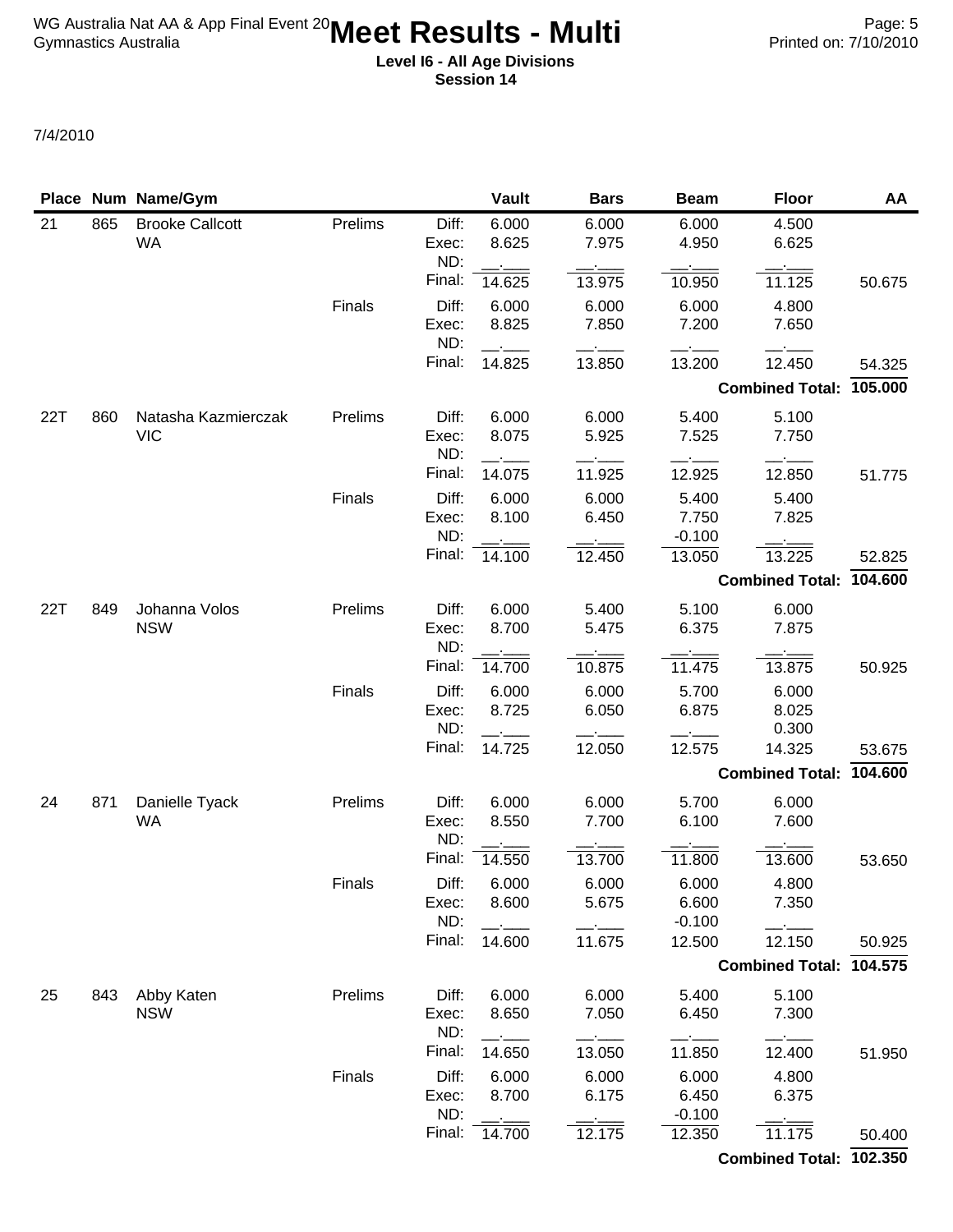# Meet Results - Multi

**Level I6 - All Age Divisions**
**Session 14**

7/4/2010

| Place | Num | Name/Gym | | | Vault | Bars | Beam | Floor | AA |
|---|---|---|---|---|---|---|---|---|---|
| 21 | 865 | Brooke Callcott | Prelims | Diff: | 6.000 | 6.000 | 6.000 | 4.500 | |
| | | WA | | Exec: | 8.625 | 7.975 | 4.950 | 6.625 | |
| | | | | ND: | __.___ | __.___ | __.___ | __.___ | |
| | | | | Final: | 14.625 | 13.975 | 10.950 | 11.125 | 50.675 |
| | | | Finals | Diff: | 6.000 | 6.000 | 6.000 | 4.800 | |
| | | | | Exec: | 8.825 | 7.850 | 7.200 | 7.650 | |
| | | | | ND: | __.___ | __.___ | __.___ | __.___ | |
| | | | | Final: | 14.825 | 13.850 | 13.200 | 12.450 | 54.325 |
| | | | | | | | | **Combined Total:** | **105.000** |
| 22T | 860 | Natasha Kazmierczak | Prelims | Diff: | 6.000 | 6.000 | 5.400 | 5.100 | |
| | | VIC | | Exec: | 8.075 | 5.925 | 7.525 | 7.750 | |
| | | | | ND: | __.___ | __.___ | __.___ | __.___ | |
| | | | | Final: | 14.075 | 11.925 | 12.925 | 12.850 | 51.775 |
| | | | Finals | Diff: | 6.000 | 6.000 | 5.400 | 5.400 | |
| | | | | Exec: | 8.100 | 6.450 | 7.750 | 7.825 | |
| | | | | ND: | __.___ | __.___ | -0.100 | __.___ | |
| | | | | Final: | 14.100 | 12.450 | 13.050 | 13.225 | 52.825 |
| | | | | | | | | **Combined Total:** | **104.600** |
| 22T | 849 | Johanna Volos | Prelims | Diff: | 6.000 | 5.400 | 5.100 | 6.000 | |
| | | NSW | | Exec: | 8.700 | 5.475 | 6.375 | 7.875 | |
| | | | | ND: | __.___ | __.___ | __.___ | __.___ | |
| | | | | Final: | 14.700 | 10.875 | 11.475 | 13.875 | 50.925 |
| | | | Finals | Diff: | 6.000 | 6.000 | 5.700 | 6.000 | |
| | | | | Exec: | 8.725 | 6.050 | 6.875 | 8.025 | |
| | | | | ND: | __.___ | __.___ | __.___ | 0.300 | |
| | | | | Final: | 14.725 | 12.050 | 12.575 | 14.325 | 53.675 |
| | | | | | | | | **Combined Total:** | **104.600** |
| 24 | 871 | Danielle Tyack | Prelims | Diff: | 6.000 | 6.000 | 5.700 | 6.000 | |
| | | WA | | Exec: | 8.550 | 7.700 | 6.100 | 7.600 | |
| | | | | ND: | __.___ | __.___ | __.___ | __.___ | |
| | | | | Final: | 14.550 | 13.700 | 11.800 | 13.600 | 53.650 |
| | | | Finals | Diff: | 6.000 | 6.000 | 6.000 | 4.800 | |
| | | | | Exec: | 8.600 | 5.675 | 6.600 | 7.350 | |
| | | | | ND: | __.___ | __.___ | -0.100 | __.___ | |
| | | | | Final: | 14.600 | 11.675 | 12.500 | 12.150 | 50.925 |
| | | | | | | | | **Combined Total:** | **104.575** |
| 25 | 843 | Abby Katen | Prelims | Diff: | 6.000 | 6.000 | 5.400 | 5.100 | |
| | | NSW | | Exec: | 8.650 | 7.050 | 6.450 | 7.300 | |
| | | | | ND: | __.___ | __.___ | __.___ | __.___ | |
| | | | | Final: | 14.650 | 13.050 | 11.850 | 12.400 | 51.950 |
| | | | Finals | Diff: | 6.000 | 6.000 | 6.000 | 4.800 | |
| | | | | Exec: | 8.700 | 6.175 | 6.450 | 6.375 | |
| | | | | ND: | __.___ | __.___ | -0.100 | __.___ | |
| | | | | Final: | 14.700 | 12.175 | 12.350 | 11.175 | 50.400 |
| | | | | | | | | **Combined Total:** | **102.350** |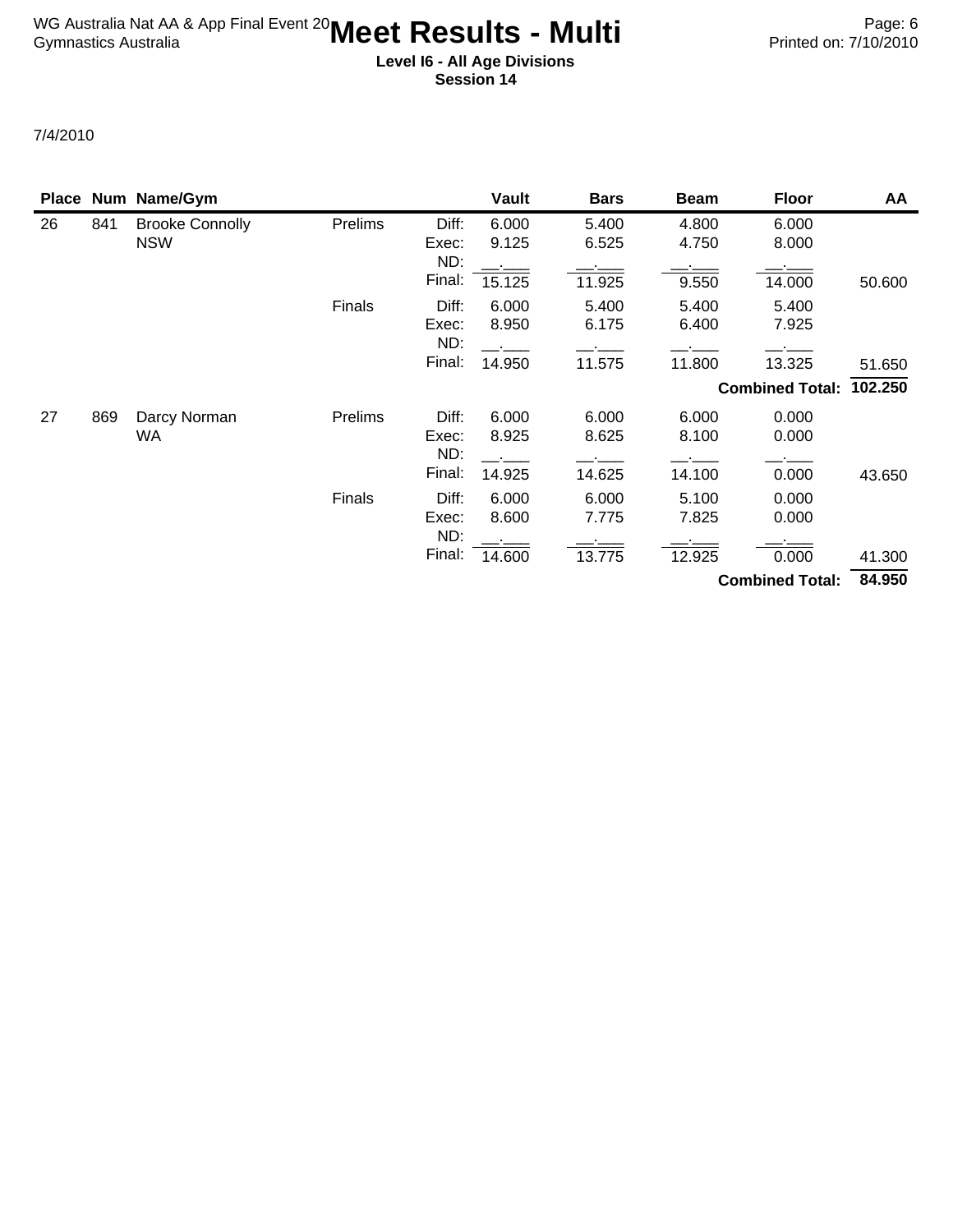# Meet Results - Multi

WG Australia Nat AA & App Final Event 20
Gymnastics Australia

**Level I6 - All Age Divisions**
**Session 14**

7/4/2010

| Place | Num | Name/Gym | | | Vault | Bars | Beam | Floor | AA |
|---|---|---|---|---|---|---|---|---|---|
| 26 | 841 | Brooke Connolly | Prelims | Diff: | 6.000 | 5.400 | 4.800 | 6.000 | |
| | | NSW | | Exec: | 9.125 | 6.525 | 4.750 | 8.000 | |
| | | | | ND: | __.___ | __.___ | __.___ | __.___ | |
| | | | | Final: | 15.125 | 11.925 | 9.550 | 14.000 | 50.600 |
| | | | Finals | Diff: | 6.000 | 5.400 | 5.400 | 5.400 | |
| | | | | Exec: | 8.950 | 6.175 | 6.400 | 7.925 | |
| | | | | ND: | __.___ | __.___ | __.___ | __.___ | |
| | | | | Final: | 14.950 | 11.575 | 11.800 | 13.325 | 51.650 |
| | | | | | | | | **Combined Total:** | **102.250** |
| 27 | 869 | Darcy Norman | Prelims | Diff: | 6.000 | 6.000 | 6.000 | 0.000 | |
| | | WA | | Exec: | 8.925 | 8.625 | 8.100 | 0.000 | |
| | | | | ND: | __.___ | __.___ | __.___ | __.___ | |
| | | | | Final: | 14.925 | 14.625 | 14.100 | 0.000 | 43.650 |
| | | | Finals | Diff: | 6.000 | 6.000 | 5.100 | 0.000 | |
| | | | | Exec: | 8.600 | 7.775 | 7.825 | 0.000 | |
| | | | | ND: | __.___ | __.___ | __.___ | __.___ | |
| | | | | Final: | 14.600 | 13.775 | 12.925 | 0.000 | 41.300 |
| | | | | | | | | **Combined Total:** | **84.950** |